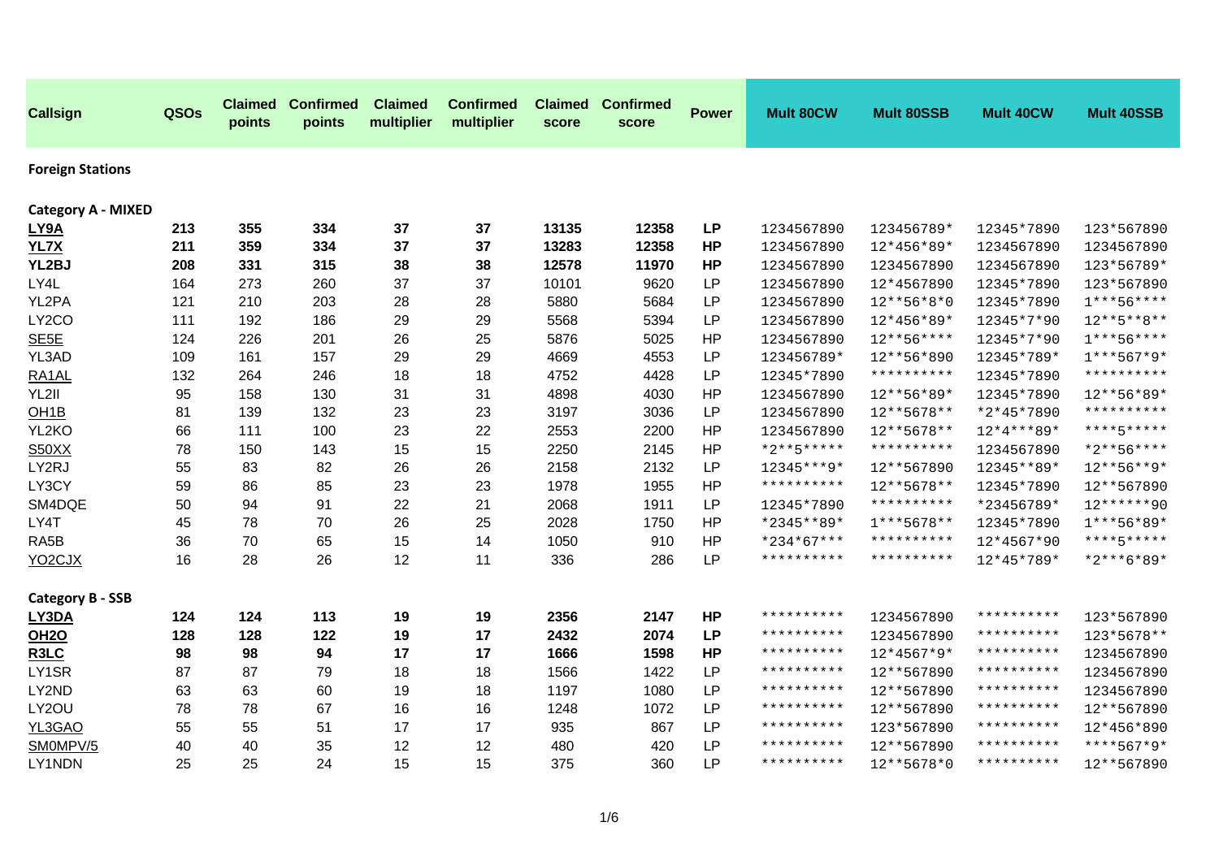| Callsign | QSOs | Claimed points | Confirmed points | Claimed multiplier | Confirmed multiplier | Claimed score | Confirmed score | Power | Mult 80CW | Mult 80SSB | Mult 40CW | Mult 40SSB |
|---|---|---|---|---|---|---|---|---|---|---|---|---|
| **Foreign Stations** | | | | | | | | | | | | |
| **Category A - MIXED** | | | | | | | | | | | | |
| **LY9A** | **213** | **355** | **334** | **37** | **37** | **13135** | **12358** | **LP** | 1234567890 | 123456789* | 12345*7890 | 123*567890 |
| **YL7X** | **211** | **359** | **334** | **37** | **37** | **13283** | **12358** | **HP** | 1234567890 | 12*456*89* | 1234567890 | 1234567890 |
| **YL2BJ** | **208** | **331** | **315** | **38** | **38** | **12578** | **11970** | **HP** | 1234567890 | 1234567890 | 1234567890 | 123*56789* |
| LY4L | 164 | 273 | 260 | 37 | 37 | 10101 | 9620 | LP | 1234567890 | 12*4567890 | 12345*7890 | 123*567890 |
| YL2PA | 121 | 210 | 203 | 28 | 28 | 5880 | 5684 | LP | 1234567890 | 12**56*8*0 | 12345*7890 | 1***56**** |
| LY2CO | 111 | 192 | 186 | 29 | 29 | 5568 | 5394 | LP | 1234567890 | 12*456*89* | 12345*7*90 | 12**5**8** |
| SE5E | 124 | 226 | 201 | 26 | 25 | 5876 | 5025 | HP | 1234567890 | 12**56**** | 12345*7*90 | 1***56**** |
| YL3AD | 109 | 161 | 157 | 29 | 29 | 4669 | 4553 | LP | 123456789* | 12**56*890 | 12345*789* | 1***567*9* |
| RA1AL | 132 | 264 | 246 | 18 | 18 | 4752 | 4428 | LP | 12345*7890 | ********** | 12345*7890 | ********** |
| YL2II | 95 | 158 | 130 | 31 | 31 | 4898 | 4030 | HP | 1234567890 | 12**56*89* | 12345*7890 | 12**56*89* |
| OH1B | 81 | 139 | 132 | 23 | 23 | 3197 | 3036 | LP | 1234567890 | 12**5678** | *2*45*7890 | ********** |
| YL2KO | 66 | 111 | 100 | 23 | 22 | 2553 | 2200 | HP | 1234567890 | 12**5678** | 12*4***89* | ****5***** |
| S50XX | 78 | 150 | 143 | 15 | 15 | 2250 | 2145 | HP | *2**5***** | ********** | 1234567890 | *2**56**** |
| LY2RJ | 55 | 83 | 82 | 26 | 26 | 2158 | 2132 | LP | 12345***9* | 12**567890 | 12345**89* | 12**56**9* |
| LY3CY | 59 | 86 | 85 | 23 | 23 | 1978 | 1955 | HP | ********** | 12**5678** | 12345*7890 | 12**567890 |
| SM4DQE | 50 | 94 | 91 | 22 | 21 | 2068 | 1911 | LP | 12345*7890 | ********** | *23456789* | 12******90 |
| LY4T | 45 | 78 | 70 | 26 | 25 | 2028 | 1750 | HP | *2345**89* | 1***5678** | 12345*7890 | 1***56*89* |
| RA5B | 36 | 70 | 65 | 15 | 14 | 1050 | 910 | HP | *234*67*** | ********** | 12*4567*90 | ****5***** |
| YO2CJX | 16 | 28 | 26 | 12 | 11 | 336 | 286 | LP | ********** | ********** | 12*45*789* | *2***6*89* |
| **Category B - SSB** | | | | | | | | | | | | |
| **LY3DA** | **124** | **124** | **113** | **19** | **19** | **2356** | **2147** | **HP** | ********** | 1234567890 | ********** | 123*567890 |
| **OH2O** | **128** | **128** | **122** | **19** | **17** | **2432** | **2074** | **LP** | ********** | 1234567890 | ********** | 123*5678** |
| **R3LC** | **98** | **98** | **94** | **17** | **17** | **1666** | **1598** | **HP** | ********** | 12*4567*9* | ********** | 1234567890 |
| LY1SR | 87 | 87 | 79 | 18 | 18 | 1566 | 1422 | LP | ********** | 12**567890 | ********** | 1234567890 |
| LY2ND | 63 | 63 | 60 | 19 | 18 | 1197 | 1080 | LP | ********** | 12**567890 | ********** | 1234567890 |
| LY2OU | 78 | 78 | 67 | 16 | 16 | 1248 | 1072 | LP | ********** | 12**567890 | ********** | 12**567890 |
| YL3GAO | 55 | 55 | 51 | 17 | 17 | 935 | 867 | LP | ********** | 123*567890 | ********** | 12*456*890 |
| SM0MPV/5 | 40 | 40 | 35 | 12 | 12 | 480 | 420 | LP | ********** | 12**567890 | ********** | ****567*9* |
| LY1NDN | 25 | 25 | 24 | 15 | 15 | 375 | 360 | LP | ********** | 12**5678*0 | ********** | 12**567890 |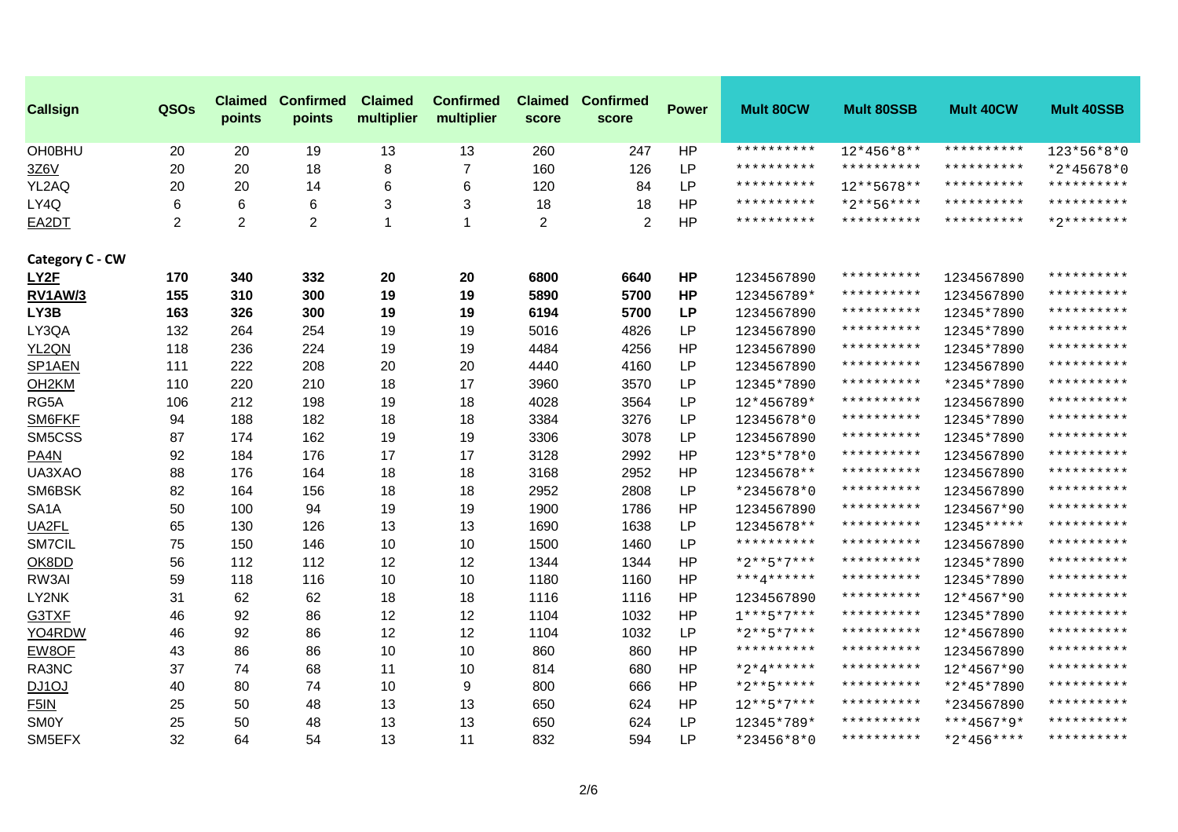| Callsign | QSOs | Claimed points | Confirmed points | Claimed multiplier | Confirmed multiplier | Claimed score | Confirmed score | Power | Mult 80CW | Mult 80SSB | Mult 40CW | Mult 40SSB |
|---|---|---|---|---|---|---|---|---|---|---|---|---|
| OH0BHU | 20 | 20 | 19 | 13 | 13 | 260 | 247 | HP | ********** | 12*456*8** | ********** | 123*56*8*0 |
| 3Z6V | 20 | 20 | 18 | 8 | 7 | 160 | 126 | LP | ********** | ********** | ********** | *2*45678*0 |
| YL2AQ | 20 | 20 | 14 | 6 | 6 | 120 | 84 | LP | ********** | 12**5678** | ********** | ********** |
| LY4Q | 6 | 6 | 6 | 3 | 3 | 18 | 18 | HP | ********** | *2**56**** | ********** | ********** |
| EA2DT | 2 | 2 | 2 | 1 | 1 | 2 | 2 | HP | ********** | ********** | ********** | *2******** |
| **Category C - CW** | | | | | | | | | | | | |
| **LY2F** | **170** | **340** | **332** | **20** | **20** | **6800** | **6640** | **HP** | 1234567890 | ********** | 1234567890 | ********** |
| **RV1AW/3** | **155** | **310** | **300** | **19** | **19** | **5890** | **5700** | **HP** | 123456789* | ********** | 1234567890 | ********** |
| **LY3B** | **163** | **326** | **300** | **19** | **19** | **6194** | **5700** | **LP** | 1234567890 | ********** | 12345*7890 | ********** |
| LY3QA | 132 | 264 | 254 | 19 | 19 | 5016 | 4826 | LP | 1234567890 | ********** | 12345*7890 | ********** |
| YL2QN | 118 | 236 | 224 | 19 | 19 | 4484 | 4256 | HP | 1234567890 | ********** | 12345*7890 | ********** |
| SP1AEN | 111 | 222 | 208 | 20 | 20 | 4440 | 4160 | LP | 1234567890 | ********** | 1234567890 | ********** |
| OH2KM | 110 | 220 | 210 | 18 | 17 | 3960 | 3570 | LP | 12345*7890 | ********** | *2345*7890 | ********** |
| RG5A | 106 | 212 | 198 | 19 | 18 | 4028 | 3564 | LP | 12*456789* | ********** | 1234567890 | ********** |
| SM6FKF | 94 | 188 | 182 | 18 | 18 | 3384 | 3276 | LP | 12345678*0 | ********** | 12345*7890 | ********** |
| SM5CSS | 87 | 174 | 162 | 19 | 19 | 3306 | 3078 | LP | 1234567890 | ********** | 12345*7890 | ********** |
| PA4N | 92 | 184 | 176 | 17 | 17 | 3128 | 2992 | HP | 123*5*78*0 | ********** | 1234567890 | ********** |
| UA3XAO | 88 | 176 | 164 | 18 | 18 | 3168 | 2952 | HP | 12345678** | ********** | 1234567890 | ********** |
| SM6BSK | 82 | 164 | 156 | 18 | 18 | 2952 | 2808 | LP | *2345678*0 | ********** | 1234567890 | ********** |
| SA1A | 50 | 100 | 94 | 19 | 19 | 1900 | 1786 | HP | 1234567890 | ********** | 1234567*90 | ********** |
| UA2FL | 65 | 130 | 126 | 13 | 13 | 1690 | 1638 | LP | 12345678** | ********** | 12345***** | ********** |
| SM7CIL | 75 | 150 | 146 | 10 | 10 | 1500 | 1460 | LP | ********** | ********** | 1234567890 | ********** |
| OK8DD | 56 | 112 | 112 | 12 | 12 | 1344 | 1344 | HP | *2**5*7*** | ********** | 12345*7890 | ********** |
| RW3AI | 59 | 118 | 116 | 10 | 10 | 1180 | 1160 | HP | ***4****** | ********** | 12345*7890 | ********** |
| LY2NK | 31 | 62 | 62 | 18 | 18 | 1116 | 1116 | HP | 1234567890 | ********** | 12*4567*90 | ********** |
| G3TXF | 46 | 92 | 86 | 12 | 12 | 1104 | 1032 | HP | 1***5*7*** | ********** | 12345*7890 | ********** |
| YO4RDW | 46 | 92 | 86 | 12 | 12 | 1104 | 1032 | LP | *2**5*7*** | ********** | 12*4567890 | ********** |
| EW8OF | 43 | 86 | 86 | 10 | 10 | 860 | 860 | HP | ********** | ********** | 1234567890 | ********** |
| RA3NC | 37 | 74 | 68 | 11 | 10 | 814 | 680 | HP | *2*4****** | ********** | 12*4567*90 | ********** |
| DJ1OJ | 40 | 80 | 74 | 10 | 9 | 800 | 666 | HP | *2**5***** | ********** | *2*45*7890 | ********** |
| F5IN | 25 | 50 | 48 | 13 | 13 | 650 | 624 | HP | 12**5*7*** | ********** | *234567890 | ********** |
| SM0Y | 25 | 50 | 48 | 13 | 13 | 650 | 624 | LP | 12345*789* | ********** | ***4567*9* | ********** |
| SM5EFX | 32 | 64 | 54 | 13 | 11 | 832 | 594 | LP | *23456*8*0 | ********** | *2*456**** | ********** |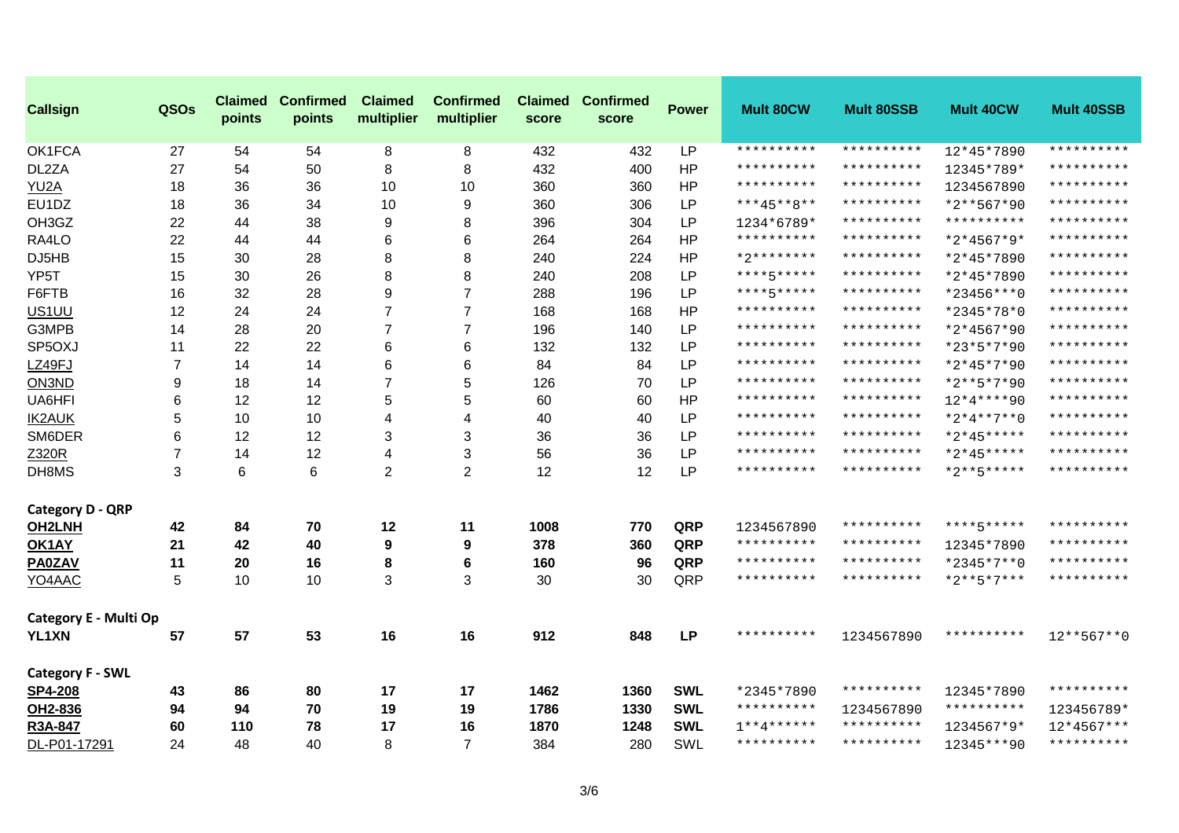| Callsign | QSOs | Claimed points | Confirmed points | Claimed multiplier | Confirmed multiplier | Claimed score | Confirmed score | Power | Mult 80CW | Mult 80SSB | Mult 40CW | Mult 40SSB |
|---|---|---|---|---|---|---|---|---|---|---|---|---|
| OK1FCA | 27 | 54 | 54 | 8 | 8 | 432 | 432 | LP | ********** | ********** | 12*45*7890 | ********** |
| DL2ZA | 27 | 54 | 50 | 8 | 8 | 432 | 400 | HP | ********** | ********** | 12345*789* | ********** |
| YU2A | 18 | 36 | 36 | 10 | 10 | 360 | 360 | HP | ********** | ********** | 1234567890 | ********** |
| EU1DZ | 18 | 36 | 34 | 10 | 9 | 360 | 306 | LP | ***45**8** | ********** | *2**567*90 | ********** |
| OH3GZ | 22 | 44 | 38 | 9 | 8 | 396 | 304 | LP | 1234*6789* | ********** | ********** | ********** |
| RA4LO | 22 | 44 | 44 | 6 | 6 | 264 | 264 | HP | ********** | ********** | *2*4567*9* | ********** |
| DJ5HB | 15 | 30 | 28 | 8 | 8 | 240 | 224 | HP | *2******** | ********** | *2*45*7890 | ********** |
| YP5T | 15 | 30 | 26 | 8 | 8 | 240 | 208 | LP | ****5***** | ********** | *2*45*7890 | ********** |
| F6FTB | 16 | 32 | 28 | 9 | 7 | 288 | 196 | LP | ****5***** | ********** | *23456***0 | ********** |
| US1UU | 12 | 24 | 24 | 7 | 7 | 168 | 168 | HP | ********** | ********** | *2345*78*0 | ********** |
| G3MPB | 14 | 28 | 20 | 7 | 7 | 196 | 140 | LP | ********** | ********** | *2*4567*90 | ********** |
| SP5OXJ | 11 | 22 | 22 | 6 | 6 | 132 | 132 | LP | ********** | ********** | *23*5*7*90 | ********** |
| LZ49FJ | 7 | 14 | 14 | 6 | 6 | 84 | 84 | LP | ********** | ********** | *2*45*7*90 | ********** |
| ON3ND | 9 | 18 | 14 | 7 | 5 | 126 | 70 | LP | ********** | ********** | *2**5*7*90 | ********** |
| UA6HFI | 6 | 12 | 12 | 5 | 5 | 60 | 60 | HP | ********** | ********** | 12*4****90 | ********** |
| IK2AUK | 5 | 10 | 10 | 4 | 4 | 40 | 40 | LP | ********** | ********** | *2*4**7**0 | ********** |
| SM6DER | 6 | 12 | 12 | 3 | 3 | 36 | 36 | LP | ********** | ********** | *2*45***** | ********** |
| Z320R | 7 | 14 | 12 | 4 | 3 | 56 | 36 | LP | ********** | ********** | *2*45***** | ********** |
| DH8MS | 3 | 6 | 6 | 2 | 2 | 12 | 12 | LP | ********** | ********** | *2**5***** | ********** |
| **Category D - QRP** | | | | | | | | | | | | |
| **OH2LNH** | **42** | **84** | **70** | **12** | **11** | **1008** | **770** | **QRP** | 1234567890 | ********** | ****5***** | ********** |
| **OK1AY** | **21** | **42** | **40** | **9** | **9** | **378** | **360** | **QRP** | ********** | ********** | 12345*7890 | ********** |
| **PA0ZAV** | **11** | **20** | **16** | **8** | **6** | **160** | **96** | **QRP** | ********** | ********** | *2345*7**0 | ********** |
| YO4AAC | 5 | 10 | 10 | 3 | 3 | 30 | 30 | QRP | ********** | ********** | *2**5*7*** | ********** |
| **Category E - Multi Op** | | | | | | | | | | | | |
| **YL1XN** | **57** | **57** | **53** | **16** | **16** | **912** | **848** | **LP** | ********** | 1234567890 | ********** | 12**567**0 |
| **Category F - SWL** | | | | | | | | | | | | |
| **SP4-208** | **43** | **86** | **80** | **17** | **17** | **1462** | **1360** | **SWL** | *2345*7890 | ********** | 12345*7890 | ********** |
| **OH2-836** | **94** | **94** | **70** | **19** | **19** | **1786** | **1330** | **SWL** | ********** | 1234567890 | ********** | 123456789* |
| **R3A-847** | **60** | **110** | **78** | **17** | **16** | **1870** | **1248** | **SWL** | 1**4****** | ********** | 1234567*9* | 12*4567*** |
| DL-P01-17291 | 24 | 48 | 40 | 8 | 7 | 384 | 280 | SWL | ********** | ********** | 12345***90 | ********** |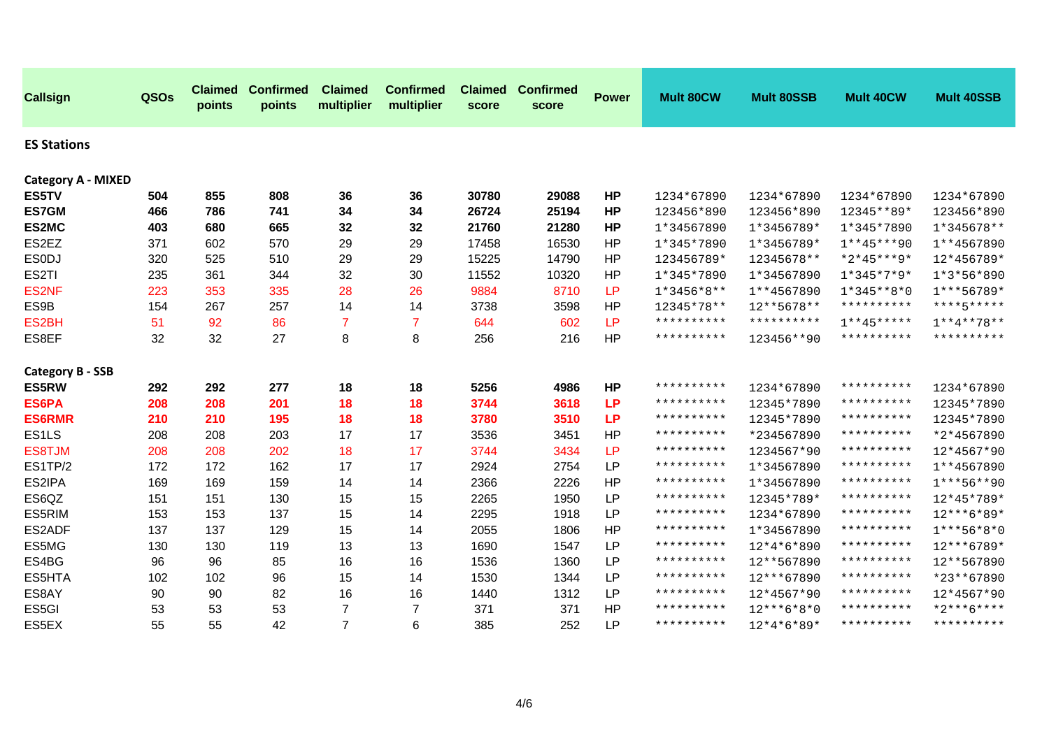| Callsign | QSOs | Claimed points | Confirmed points | Claimed multiplier | Confirmed multiplier | Claimed score | Confirmed score | Power | Mult 80CW | Mult 80SSB | Mult 40CW | Mult 40SSB |
|---|---|---|---|---|---|---|---|---|---|---|---|---|
| **ES Stations** | | | | | | | | | | | | |
| **Category A - MIXED** | | | | | | | | | | | | |
| **ES5TV** | **504** | **855** | **808** | **36** | **36** | **30780** | **29088** | **HP** | 1234*67890 | 1234*67890 | 1234*67890 | 1234*67890 |
| **ES7GM** | **466** | **786** | **741** | **34** | **34** | **26724** | **25194** | **HP** | 123456*890 | 123456*890 | 12345**89* | 123456*890 |
| **ES2MC** | **403** | **680** | **665** | **32** | **32** | **21760** | **21280** | **HP** | 1*34567890 | 1*3456789* | 1*345*7890 | 1*345678** |
| ES2EZ | 371 | 602 | 570 | 29 | 29 | 17458 | 16530 | HP | 1*345*7890 | 1*3456789* | 1**45***90 | 1**4567890 |
| ES0DJ | 320 | 525 | 510 | 29 | 29 | 15225 | 14790 | HP | 123456789* | 12345678** | *2*45***9* | 12*456789* |
| ES2TI | 235 | 361 | 344 | 32 | 30 | 11552 | 10320 | HP | 1*345*7890 | 1*34567890 | 1*345*7*9* | 1*3*56*890 |
| ES2NF | 223 | 353 | 335 | 28 | 26 | 9884 | 8710 | LP | 1*3456*8** | 1**4567890 | 1*345**8*0 | 1***56789* |
| ES9B | 154 | 267 | 257 | 14 | 14 | 3738 | 3598 | HP | 12345*78** | 12**5678** | ********** | ****5***** |
| ES2BH | 51 | 92 | 86 | 7 | 7 | 644 | 602 | LP | ********** | ********** | 1**45***** | 1**4**78** |
| ES8EF | 32 | 32 | 27 | 8 | 8 | 256 | 216 | HP | ********** | 123456**90 | ********** | ********** |
| **Category B - SSB** | | | | | | | | | | | | |
| **ES5RW** | **292** | **292** | **277** | **18** | **18** | **5256** | **4986** | **HP** | ********** | 1234*67890 | ********** | 1234*67890 |
| **ES6PA** | **208** | **208** | **201** | **18** | **18** | **3744** | **3618** | **LP** | ********** | 12345*7890 | ********** | 12345*7890 |
| **ES6RMR** | **210** | **210** | **195** | **18** | **18** | **3780** | **3510** | **LP** | ********** | 12345*7890 | ********** | 12345*7890 |
| ES1LS | 208 | 208 | 203 | 17 | 17 | 3536 | 3451 | HP | ********** | *234567890 | ********** | *2*4567890 |
| ES8TJM | 208 | 208 | 202 | 18 | 17 | 3744 | 3434 | LP | ********** | 1234567*90 | ********** | 12*4567*90 |
| ES1TP/2 | 172 | 172 | 162 | 17 | 17 | 2924 | 2754 | LP | ********** | 1*34567890 | ********** | 1**4567890 |
| ES2IPA | 169 | 169 | 159 | 14 | 14 | 2366 | 2226 | HP | ********** | 1*34567890 | ********** | 1***56**90 |
| ES6QZ | 151 | 151 | 130 | 15 | 15 | 2265 | 1950 | LP | ********** | 12345*789* | ********** | 12*45*789* |
| ES5RIM | 153 | 153 | 137 | 15 | 14 | 2295 | 1918 | LP | ********** | 1234*67890 | ********** | 12***6*89* |
| ES2ADF | 137 | 137 | 129 | 15 | 14 | 2055 | 1806 | HP | ********** | 1*34567890 | ********** | 1***56*8*0 |
| ES5MG | 130 | 130 | 119 | 13 | 13 | 1690 | 1547 | LP | ********** | 12*4*6*890 | ********** | 12***6789* |
| ES4BG | 96 | 96 | 85 | 16 | 16 | 1536 | 1360 | LP | ********** | 12**567890 | ********** | 12**567890 |
| ES5HTA | 102 | 102 | 96 | 15 | 14 | 1530 | 1344 | LP | ********** | 12***67890 | ********** | *23**67890 |
| ES8AY | 90 | 90 | 82 | 16 | 16 | 1440 | 1312 | LP | ********** | 12*4567*90 | ********** | 12*4567*90 |
| ES5GI | 53 | 53 | 53 | 7 | 7 | 371 | 371 | HP | ********** | 12***6*8*0 | ********** | *2***6**** |
| ES5EX | 55 | 55 | 42 | 7 | 6 | 385 | 252 | LP | ********** | 12*4*6*89* | ********** | ********** |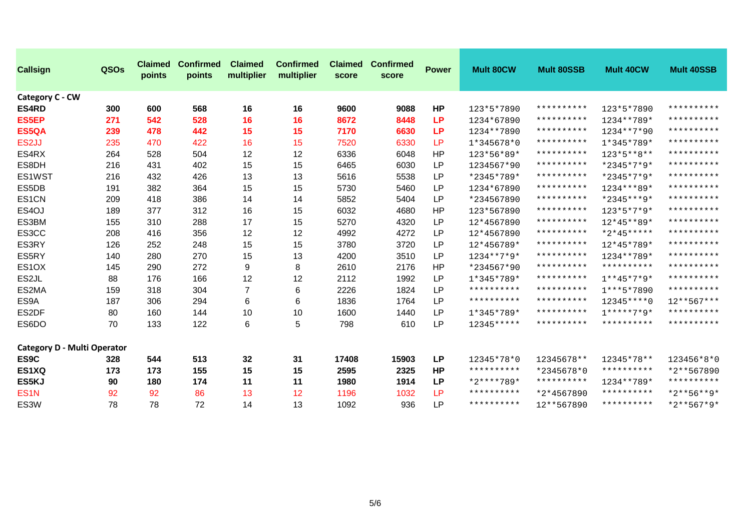| Callsign | QSOs | Claimed points | Confirmed points | Claimed multiplier | Confirmed multiplier | Claimed score | Confirmed score | Power | Mult 80CW | Mult 80SSB | Mult 40CW | Mult 40SSB |
|---|---|---|---|---|---|---|---|---|---|---|---|---|
| **Category C - CW** | | | | | | | | | | | | |
| **ES4RD** | **300** | **600** | **568** | **16** | **16** | **9600** | **9088** | **HP** | 123*5*7890 | ********** | 123*5*7890 | ********** |
| **ES5EP** | **271** | **542** | **528** | **16** | **16** | **8672** | **8448** | **LP** | 1234*67890 | ********** | 1234**789* | ********** |
| **ES5QA** | **239** | **478** | **442** | **15** | **15** | **7170** | **6630** | **LP** | 1234**7890 | ********** | 1234**7*90 | ********** |
| ES2JJ | 235 | 470 | 422 | 16 | 15 | 7520 | 6330 | LP | 1*345678*0 | ********** | 1*345*789* | ********** |
| ES4RX | 264 | 528 | 504 | 12 | 12 | 6336 | 6048 | HP | 123*56*89* | ********** | 123*5**8** | ********** |
| ES8DH | 216 | 431 | 402 | 15 | 15 | 6465 | 6030 | LP | 1234567*90 | ********** | *2345*7*9* | ********** |
| ES1WST | 216 | 432 | 426 | 13 | 13 | 5616 | 5538 | LP | *2345*789* | ********** | *2345*7*9* | ********** |
| ES5DB | 191 | 382 | 364 | 15 | 15 | 5730 | 5460 | LP | 1234*67890 | ********** | 1234***89* | ********** |
| ES1CN | 209 | 418 | 386 | 14 | 14 | 5852 | 5404 | LP | *234567890 | ********** | *2345***9* | ********** |
| ES4OJ | 189 | 377 | 312 | 16 | 15 | 6032 | 4680 | HP | 123*567890 | ********** | 123*5*7*9* | ********** |
| ES3BM | 155 | 310 | 288 | 17 | 15 | 5270 | 4320 | LP | 12*4567890 | ********** | 12*45**89* | ********** |
| ES3CC | 208 | 416 | 356 | 12 | 12 | 4992 | 4272 | LP | 12*4567890 | ********** | *2*45***** | ********** |
| ES3RY | 126 | 252 | 248 | 15 | 15 | 3780 | 3720 | LP | 12*456789* | ********** | 12*45*789* | ********** |
| ES5RY | 140 | 280 | 270 | 15 | 13 | 4200 | 3510 | LP | 1234**7*9* | ********** | 1234**789* | ********** |
| ES1OX | 145 | 290 | 272 | 9 | 8 | 2610 | 2176 | HP | *234567*90 | ********** | ********** | ********** |
| ES2JL | 88 | 176 | 166 | 12 | 12 | 2112 | 1992 | LP | 1*345*789* | ********** | 1**45*7*9* | ********** |
| ES2MA | 159 | 318 | 304 | 7 | 6 | 2226 | 1824 | LP | ********** | ********** | 1***5*7890 | ********** |
| ES9A | 187 | 306 | 294 | 6 | 6 | 1836 | 1764 | LP | ********** | ********** | 12345****0 | 12**567*** |
| ES2DF | 80 | 160 | 144 | 10 | 10 | 1600 | 1440 | LP | 1*345*789* | ********** | 1*****7*9* | ********** |
| ES6DO | 70 | 133 | 122 | 6 | 5 | 798 | 610 | LP | 12345***** | ********** | ********** | ********** |
| **Category D - Multi Operator** | | | | | | | | | | | | |
| **ES9C** | **328** | **544** | **513** | **32** | **31** | **17408** | **15903** | **LP** | 12345*78*0 | 12345678** | 12345*78** | 123456*8*0 |
| **ES1XQ** | **173** | **173** | **155** | **15** | **15** | **2595** | **2325** | **HP** | ********** | *2345678*0 | ********** | *2**567890 |
| **ES5KJ** | **90** | **180** | **174** | **11** | **11** | **1980** | **1914** | **LP** | *2****789* | ********** | 1234**789* | ********** |
| ES1N | 92 | 92 | 86 | 13 | 12 | 1196 | 1032 | LP | ********** | *2*4567890 | ********** | *2**56**9* |
| ES3W | 78 | 78 | 72 | 14 | 13 | 1092 | 936 | LP | ********** | 12**567890 | ********** | *2**567*9* |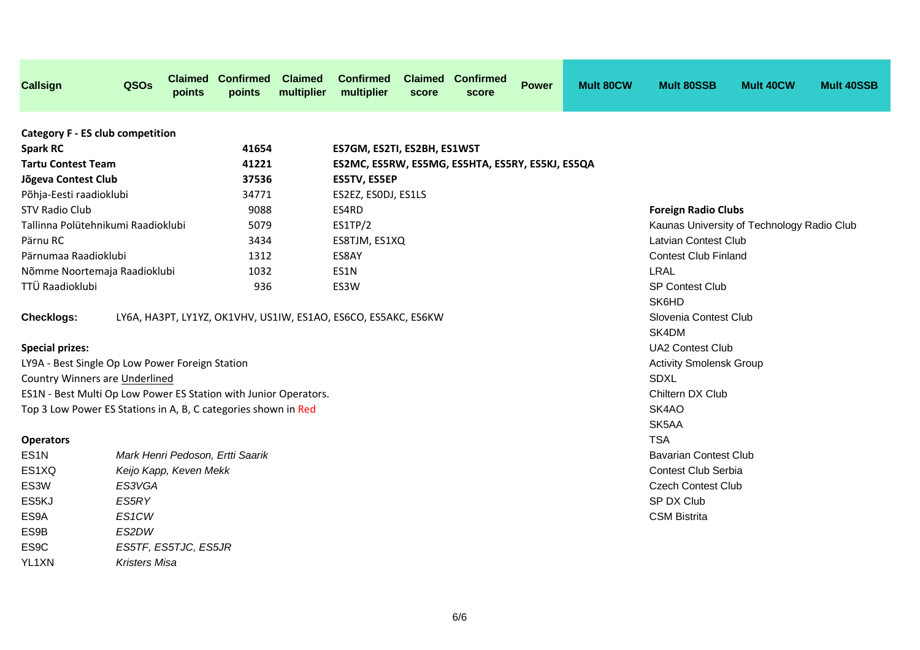| Callsign | QSOs | Claimed points | Confirmed points | Claimed multiplier | Confirmed multiplier | Claimed score | Confirmed score | Power | Mult 80CW | Mult 80SSB | Mult 40CW | Mult 40SSB |
|---|---|---|---|---|---|---|---|---|---|---|---|---|

**Category F - ES club competition**

| Club | Score | Members |
|---|---|---|
| **Spark RC** | **41654** | **ES7GM, ES2TI, ES2BH, ES1WST** |
| **Tartu Contest Team** | **41221** | **ES2MC, ES5RW, ES5MG, ES5HTA, ES5RY, ES5KJ, ES5QA** |
| **Jõgeva Contest Club** | **37536** | **ES5TV, ES5EP** |
| Põhja-Eesti raadioklubi | 34771 | ES2EZ, ES0DJ, ES1LS |
| STV Radio Club | 9088 | ES4RD |
| Tallinna Polütehnikumi Raadioklubi | 5079 | ES1TP/2 |
| Pärnu RC | 3434 | ES8TJM, ES1XQ |
| Pärnumaa Raadioklubi | 1312 | ES8AY |
| Nõmme Noortemaja Raadioklubi | 1032 | ES1N |
| TTÜ Raadioklubi | 936 | ES3W |

**Checklogs:** LY6A, HA3PT, LY1YZ, OK1VHV, US1IW, ES1AO, ES6CO, ES5AKC, ES6KW

**Special prizes:**

LY9A - Best Single Op Low Power Foreign Station

Country Winners are Underlined

ES1N - Best Multi Op Low Power ES Station with Junior Operators.

Top 3 Low Power ES Stations in A, B, C categories shown in Red

**Operators**

| Callsign | Operators |
|---|---|
| ES1N | *Mark Henri Pedoson, Ertti Saarik* |
| ES1XQ | *Keijo Kapp, Keven Mekk* |
| ES3W | *ES3VGA* |
| ES5KJ | *ES5RY* |
| ES9A | *ES1CW* |
| ES9B | *ES2DW* |
| ES9C | *ES5TF, ES5TJC, ES5JR* |
| YL1XN | *Kristers Misa* |

**Foreign Radio Clubs**

- Kaunas University of Technology Radio Club
- Latvian Contest Club
- Contest Club Finland
- LRAL
- SP Contest Club
- SK6HD
- Slovenia Contest Club
- SK4DM
- UA2 Contest Club
- Activity Smolensk Group
- SDXL
- Chiltern DX Club
- SK4AO
- SK5AA
- TSA
- Bavarian Contest Club
- Contest Club Serbia
- Czech Contest Club
- SP DX Club
- CSM Bistrita